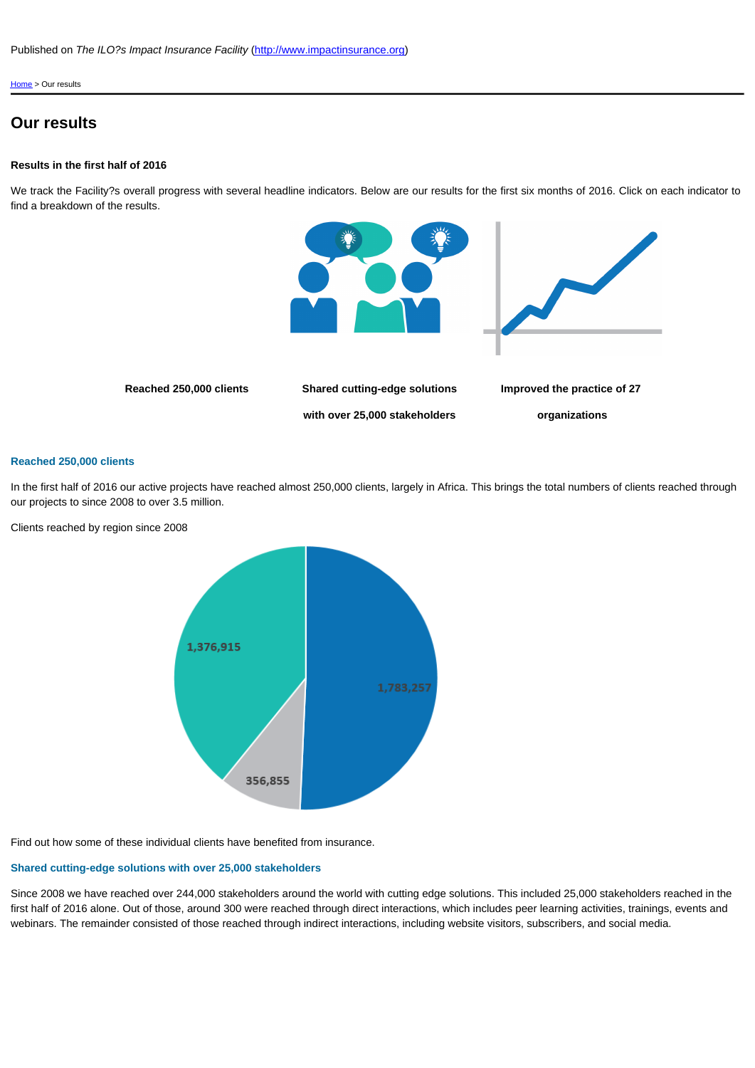Published on *The ILO?s Impact Insurance Facility* (http://www.impactinsurance.org)

Home > Our results

# Our results

### Results in the first half of 2016

We track the Facility?s overall progress with several headline indicators. Below are our results for the first six months of 2016. Click on each indicator to find a breakdown of the results.

**Reached 250,000 clients**

**Shared cutting-edge solutions with over 25,000 stakeholders**

**Improved the practice of 27 organizations**

### Reached 250,000 clients

In the first half of 2016 our active projects have reached almost 250,000 clients, largely in Africa. This brings the total numbers of clients reached through our projects to since 2008 to over 3.5 million.

Clients reached by region since 2008

1,376,915

1,783,257

356,855

Find out how some of these individual clients have benefited from insurance.

### Shared cutting-edge solutions with over 25,000 stakeholders

Since 2008 we have reached over 244,000 stakeholders around the world with cutting edge solutions. This included 25,000 stakeholders reached in the first half of 2016 alone. Out of those, around 300 were reached through direct interactions, which includes peer learning activities, trainings, events and webinars. The remainder consisted of those reached through indirect interactions, including website visitors, subscribers, and social media.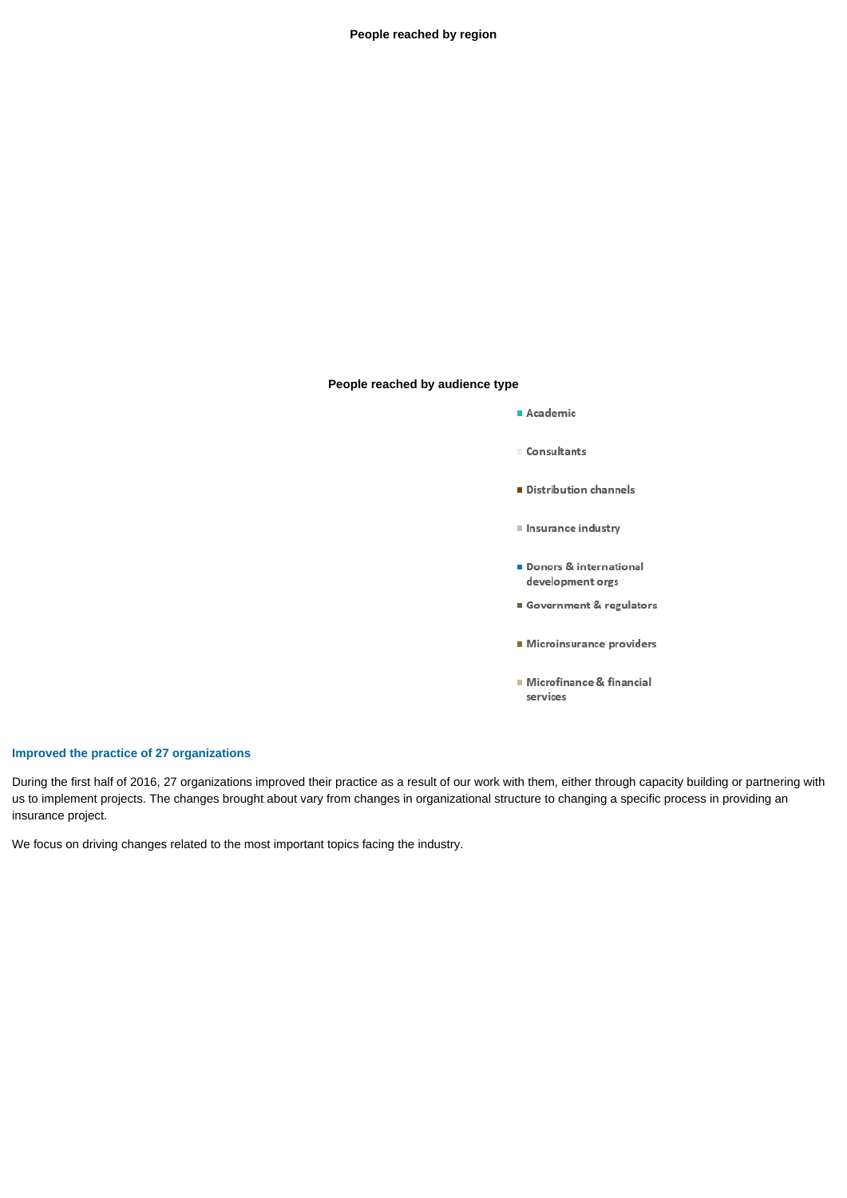**People reached by region**

**People reached by audience type**

- Academic
- Consultants
- Distribution channels
- Insurance industry
- Donors & international development orgs
- Government & regulators
- Microinsurance providers
- Microfinance & financial services

### Improved the practice of 27 organizations

During the first half of 2016, 27 organizations improved their practice as a result of our work with them, either through capacity building or partnering with us to implement projects. The changes brought about vary from changes in organizational structure to changing a specific process in providing an insurance project.

We focus on driving changes related to the most important topics facing the industry.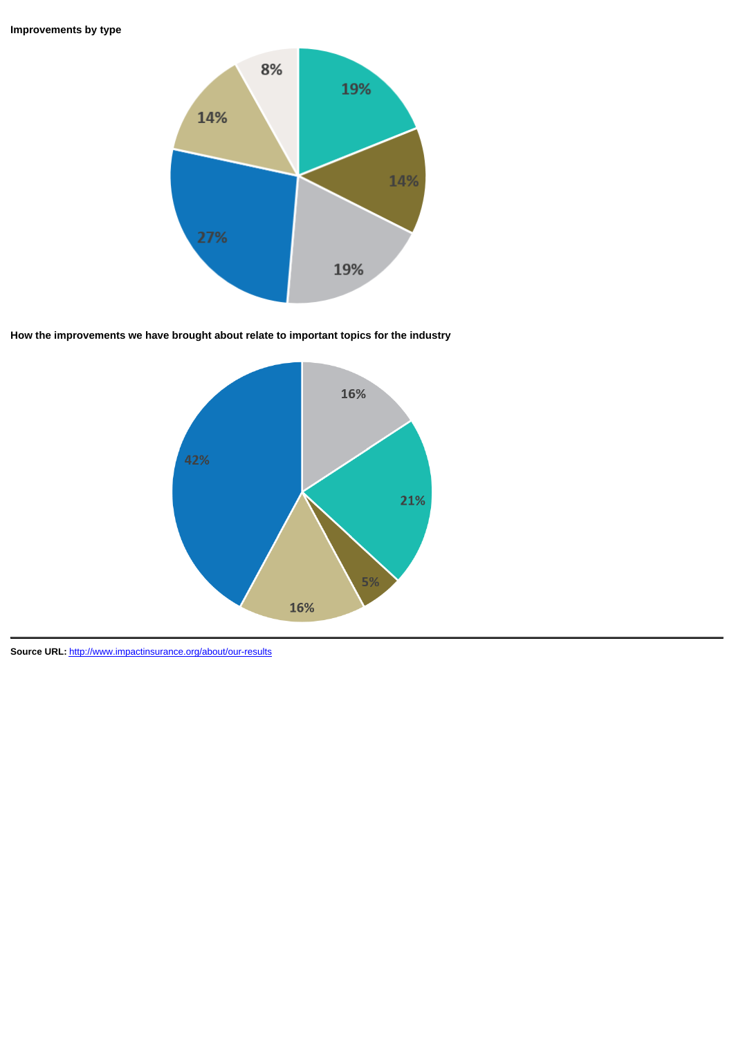**Improvements by type**

19%
14%
19%
27%
14%
8%

**How the improvements we have brought about relate to important topics for the industry**

16%
21%
5%
16%
42%

---

**Source URL:** http://www.impactinsurance.org/about/our-results